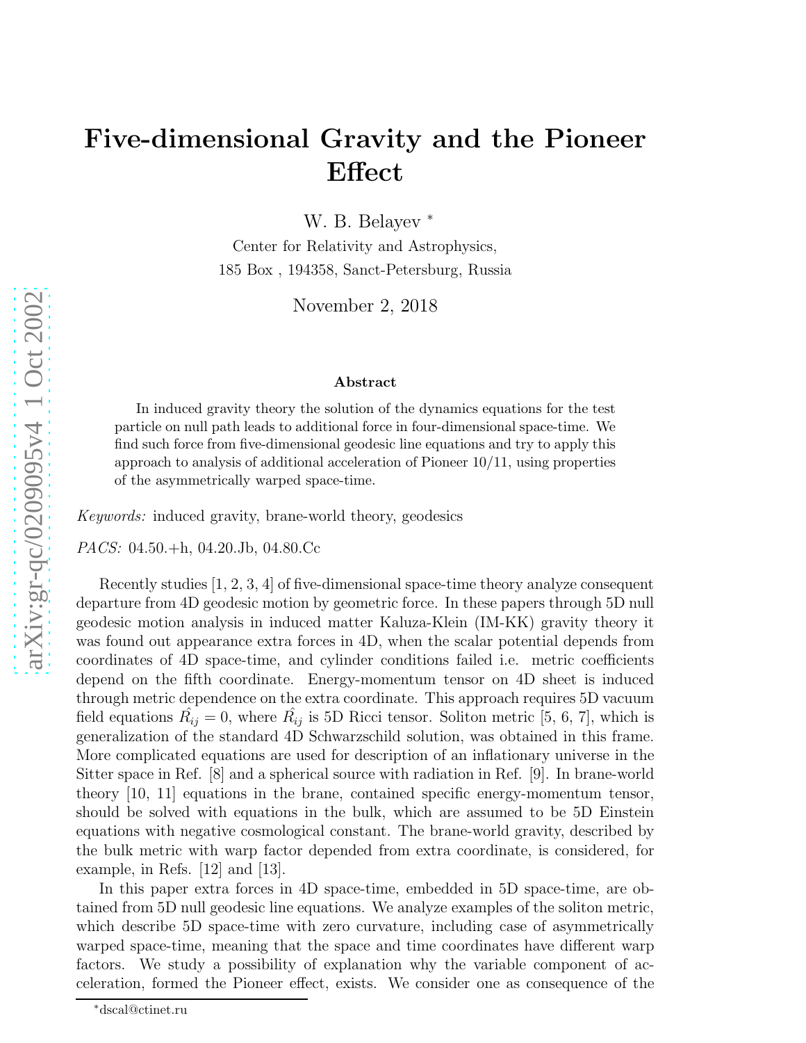# Five-dimensional Gravity and the Pioneer Effect

W. B. Belayev *

Center for Relativity and Astrophysics,
185 Box , 194358, Sanct-Petersburg, Russia

November 2, 2018

### Abstract

In induced gravity theory the solution of the dynamics equations for the test particle on null path leads to additional force in four-dimensional space-time. We find such force from five-dimensional geodesic line equations and try to apply this approach to analysis of additional acceleration of Pioneer 10/11, using properties of the asymmetrically warped space-time.

*Keywords:* induced gravity, brane-world theory, geodesics

*PACS:* 04.50.+h, 04.20.Jb, 04.80.Cc

Recently studies [1, 2, 3, 4] of five-dimensional space-time theory analyze consequent departure from 4D geodesic motion by geometric force. In these papers through 5D null geodesic motion analysis in induced matter Kaluza-Klein (IM-KK) gravity theory it was found out appearance extra forces in 4D, when the scalar potential depends from coordinates of 4D space-time, and cylinder conditions failed i.e. metric coefficients depend on the fifth coordinate. Energy-momentum tensor on 4D sheet is induced through metric dependence on the extra coordinate. This approach requires 5D vacuum field equations $\hat{R_{ij}} = 0$, where $\hat{R_{ij}}$ is 5D Ricci tensor. Soliton metric [5, 6, 7], which is generalization of the standard 4D Schwarzschild solution, was obtained in this frame. More complicated equations are used for description of an inflationary universe in the Sitter space in Ref. [8] and a spherical source with radiation in Ref. [9]. In brane-world theory [10, 11] equations in the brane, contained specific energy-momentum tensor, should be solved with equations in the bulk, which are assumed to be 5D Einstein equations with negative cosmological constant. The brane-world gravity, described by the bulk metric with warp factor depended from extra coordinate, is considered, for example, in Refs. [12] and [13].

In this paper extra forces in 4D space-time, embedded in 5D space-time, are obtained from 5D null geodesic line equations. We analyze examples of the soliton metric, which describe 5D space-time with zero curvature, including case of asymmetrically warped space-time, meaning that the space and time coordinates have different warp factors. We study a possibility of explanation why the variable component of acceleration, formed the Pioneer effect, exists. We consider one as consequence of the

*dscal@ctinet.ru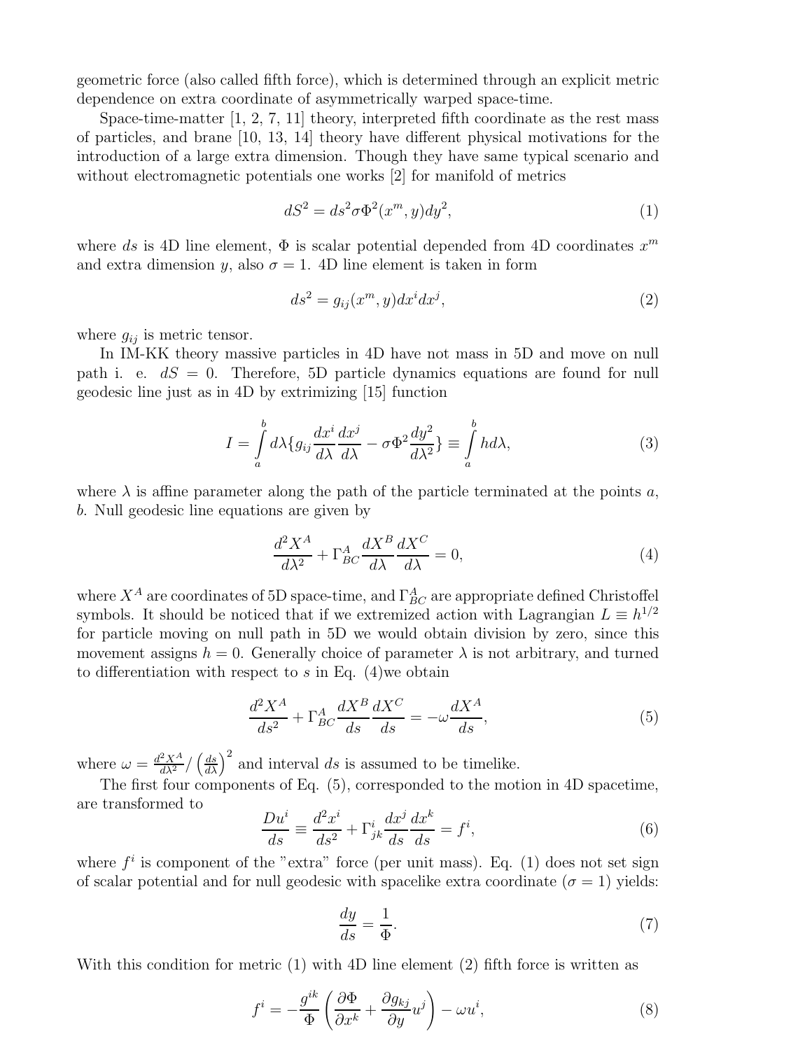geometric force (also called fifth force), which is determined through an explicit metric dependence on extra coordinate of asymmetrically warped space-time.

Space-time-matter [1, 2, 7, 11] theory, interpreted fifth coordinate as the rest mass of particles, and brane [10, 13, 14] theory have different physical motivations for the introduction of a large extra dimension. Though they have same typical scenario and without electromagnetic potentials one works [2] for manifold of metrics

$$dS^2 = ds^2 \sigma \Phi^2(x^m, y) dy^2, \tag{1}$$

where $ds$ is 4D line element, $\Phi$ is scalar potential depended from 4D coordinates $x^m$ and extra dimension $y$, also $\sigma = 1$. 4D line element is taken in form

$$ds^2 = g_{ij}(x^m, y) dx^i dx^j, \tag{2}$$

where $g_{ij}$ is metric tensor.

In IM-KK theory massive particles in 4D have not mass in 5D and move on null path i. e. $dS = 0$. Therefore, 5D particle dynamics equations are found for null geodesic line just as in 4D by extrimizing [15] function

$$I = \int_a^b d\lambda \{ g_{ij} \frac{dx^i}{d\lambda} \frac{dx^j}{d\lambda} - \sigma \Phi^2 \frac{dy^2}{d\lambda^2} \} \equiv \int_a^b h d\lambda, \tag{3}$$

where $\lambda$ is affine parameter along the path of the particle terminated at the points $a$, $b$. Null geodesic line equations are given by

$$\frac{d^2 X^A}{d\lambda^2} + \Gamma^A_{BC} \frac{dX^B}{d\lambda} \frac{dX^C}{d\lambda} = 0, \tag{4}$$

where $X^A$ are coordinates of 5D space-time, and $\Gamma^A_{BC}$ are appropriate defined Christoffel symbols. It should be noticed that if we extremized action with Lagrangian $L \equiv h^{1/2}$ for particle moving on null path in 5D we would obtain division by zero, since this movement assigns $h = 0$. Generally choice of parameter $\lambda$ is not arbitrary, and turned to differentiation with respect to $s$ in Eq. (4)we obtain

$$\frac{d^2 X^A}{ds^2} + \Gamma^A_{BC} \frac{dX^B}{ds} \frac{dX^C}{ds} = -\omega \frac{dX^A}{ds}, \tag{5}$$

where $\omega = \frac{d^2 X^A}{d\lambda^2} / \left(\frac{ds}{d\lambda}\right)^2$ and interval $ds$ is assumed to be timelike.

The first four components of Eq. (5), corresponded to the motion in 4D spacetime, are transformed to

$$\frac{Du^i}{ds} \equiv \frac{d^2 x^i}{ds^2} + \Gamma^i_{jk} \frac{dx^j}{ds} \frac{dx^k}{ds} = f^i, \tag{6}$$

where $f^i$ is component of the "extra" force (per unit mass). Eq. (1) does not set sign of scalar potential and for null geodesic with spacelike extra coordinate ($\sigma = 1$) yields:

$$\frac{dy}{ds} = \frac{1}{\Phi}. \tag{7}$$

With this condition for metric (1) with 4D line element (2) fifth force is written as

$$f^i = -\frac{g^{ik}}{\Phi} \left( \frac{\partial \Phi}{\partial x^k} + \frac{\partial g_{kj}}{\partial y} u^j \right) - \omega u^i, \tag{8}$$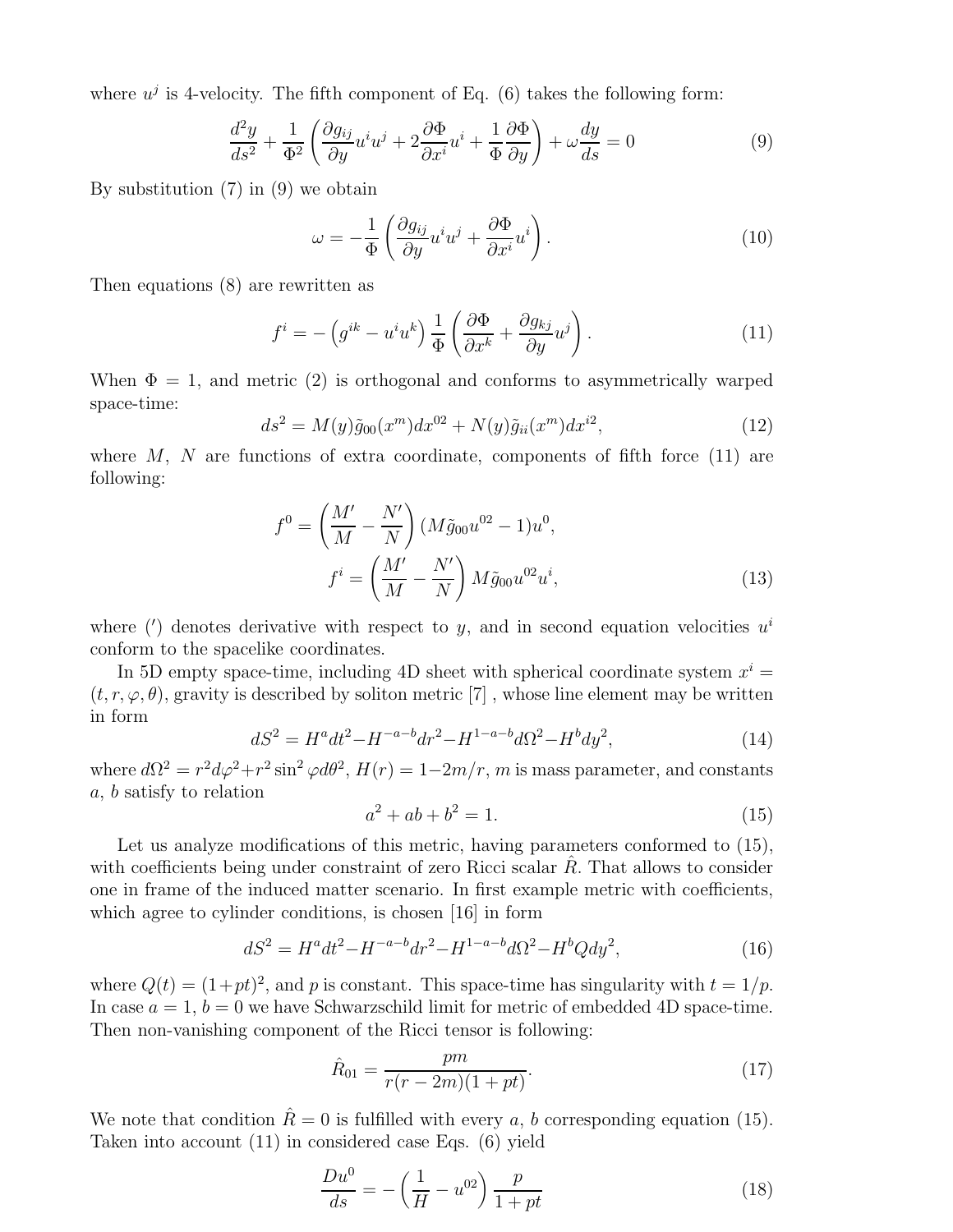where $u^j$ is 4-velocity. The fifth component of Eq. (6) takes the following form:

$$\frac{d^2y}{ds^2} + \frac{1}{\Phi^2}\left(\frac{\partial g_{ij}}{\partial y}u^i u^j + 2\frac{\partial \Phi}{\partial x^i}u^i + \frac{1}{\Phi}\frac{\partial \Phi}{\partial y}\right) + \omega\frac{dy}{ds} = 0 \tag{9}$$

By substitution (7) in (9) we obtain

$$\omega = -\frac{1}{\Phi}\left(\frac{\partial g_{ij}}{\partial y}u^i u^j + \frac{\partial \Phi}{\partial x^i}u^i\right). \tag{10}$$

Then equations (8) are rewritten as

$$f^i = -\left(g^{ik} - u^i u^k\right)\frac{1}{\Phi}\left(\frac{\partial \Phi}{\partial x^k} + \frac{\partial g_{kj}}{\partial y}u^j\right). \tag{11}$$

When $\Phi = 1$, and metric (2) is orthogonal and conforms to asymmetrically warped space-time:

$$ds^2 = M(y)\tilde{g}_{00}(x^m)dx^{02} + N(y)\tilde{g}_{ii}(x^m)dx^{i2}, \tag{12}$$

where $M$, $N$ are functions of extra coordinate, components of fifth force (11) are following:

$$f^0 = \left(\frac{M'}{M} - \frac{N'}{N}\right)(M\tilde{g}_{00}u^{02} - 1)u^0,$$

$$f^i = \left(\frac{M'}{M} - \frac{N'}{N}\right)M\tilde{g}_{00}u^{02}u^i, \tag{13}$$

where ($'$) denotes derivative with respect to $y$, and in second equation velocities $u^i$ conform to the spacelike coordinates.

In 5D empty space-time, including 4D sheet with spherical coordinate system $x^i = (t, r, \varphi, \theta)$, gravity is described by soliton metric [7] , whose line element may be written in form

$$dS^2 = H^a dt^2 - H^{-a-b}dr^2 - H^{1-a-b}d\Omega^2 - H^b dy^2, \tag{14}$$

where $d\Omega^2 = r^2 d\varphi^2 + r^2\sin^2\varphi d\theta^2$, $H(r) = 1 - 2m/r$, $m$ is mass parameter, and constants $a$, $b$ satisfy to relation

$$a^2 + ab + b^2 = 1. \tag{15}$$

Let us analyze modifications of this metric, having parameters conformed to (15), with coefficients being under constraint of zero Ricci scalar $\hat{R}$. That allows to consider one in frame of the induced matter scenario. In first example metric with coefficients, which agree to cylinder conditions, is chosen [16] in form

$$dS^2 = H^a dt^2 - H^{-a-b}dr^2 - H^{1-a-b}d\Omega^2 - H^b Q dy^2, \tag{16}$$

where $Q(t) = (1+pt)^2$, and $p$ is constant. This space-time has singularity with $t = 1/p$. In case $a = 1$, $b = 0$ we have Schwarzschild limit for metric of embedded 4D space-time. Then non-vanishing component of the Ricci tensor is following:

$$\hat{R}_{01} = \frac{pm}{r(r-2m)(1+pt)}. \tag{17}$$

We note that condition $\hat{R} = 0$ is fulfilled with every $a$, $b$ corresponding equation (15). Taken into account (11) in considered case Eqs. (6) yield

$$\frac{Du^0}{ds} = -\left(\frac{1}{H} - u^{02}\right)\frac{p}{1+pt} \tag{18}$$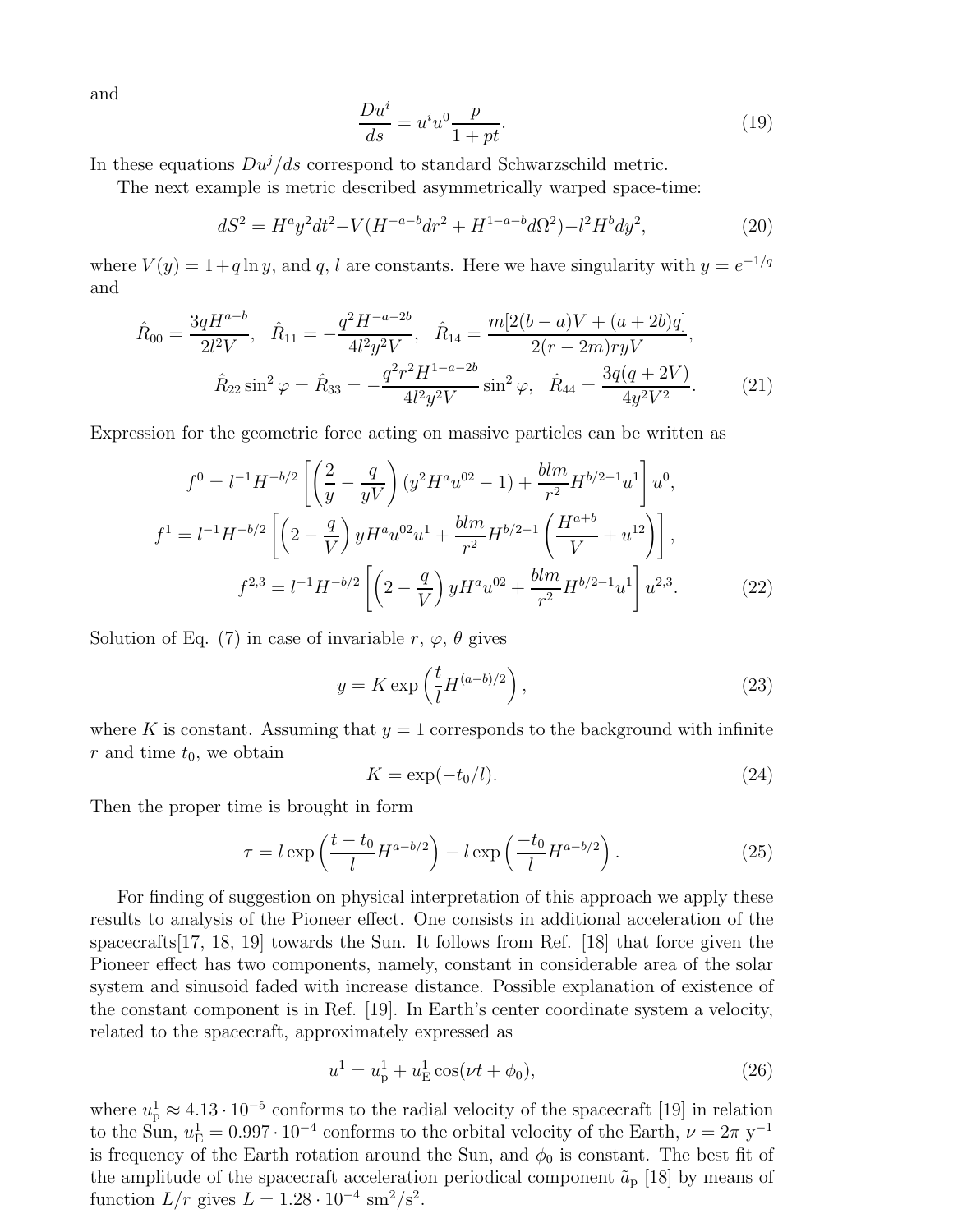and

$$
\frac{Du^i}{ds} = u^i u^0 \frac{p}{1+pt}. \tag{19}
$$

In these equations $Du^j/ds$ correspond to standard Schwarzschild metric.

The next example is metric described asymmetrically warped space-time:

$$
dS^2 = H^a y^2 dt^2 - V(H^{-a-b}dr^2 + H^{1-a-b}d\Omega^2) - l^2 H^b dy^2, \tag{20}
$$

where $V(y) = 1 + q\ln y$, and $q$, $l$ are constants. Here we have singularity with $y = e^{-1/q}$ and

$$
\hat{R}_{00} = \frac{3qH^{a-b}}{2l^2 V}, \quad \hat{R}_{11} = -\frac{q^2 H^{-a-2b}}{4l^2 y^2 V}, \quad \hat{R}_{14} = \frac{m[2(b-a)V + (a+2b)q]}{2(r-2m)ryV},
$$
$$
\hat{R}_{22}\sin^2\varphi = \hat{R}_{33} = -\frac{q^2 r^2 H^{1-a-2b}}{4l^2 y^2 V}\sin^2\varphi, \quad \hat{R}_{44} = \frac{3q(q+2V)}{4y^2 V^2}. \tag{21}
$$

Expression for the geometric force acting on massive particles can be written as

$$
f^0 = l^{-1}H^{-b/2}\left[\left(\frac{2}{y} - \frac{q}{yV}\right)(y^2 H^a u^{02} - 1) + \frac{blm}{r^2}H^{b/2-1}u^1\right]u^0,
$$
$$
f^1 = l^{-1}H^{-b/2}\left[\left(2 - \frac{q}{V}\right)yH^a u^{02}u^1 + \frac{blm}{r^2}H^{b/2-1}\left(\frac{H^{a+b}}{V} + u^{12}\right)\right],
$$
$$
f^{2,3} = l^{-1}H^{-b/2}\left[\left(2 - \frac{q}{V}\right)yH^a u^{02} + \frac{blm}{r^2}H^{b/2-1}u^1\right]u^{2,3}. \tag{22}
$$

Solution of Eq. (7) in case of invariable $r$, $\varphi$, $\theta$ gives

$$
y = K\exp\left(\frac{t}{l}H^{(a-b)/2}\right), \tag{23}
$$

where $K$ is constant. Assuming that $y = 1$ corresponds to the background with infinite $r$ and time $t_0$, we obtain

$$
K = \exp(-t_0/l). \tag{24}
$$

Then the proper time is brought in form

$$
\tau = l\exp\left(\frac{t-t_0}{l}H^{a-b/2}\right) - l\exp\left(\frac{-t_0}{l}H^{a-b/2}\right). \tag{25}
$$

For finding of suggestion on physical interpretation of this approach we apply these results to analysis of the Pioneer effect. One consists in additional acceleration of the spacecrafts[17, 18, 19] towards the Sun. It follows from Ref. [18] that force given the Pioneer effect has two components, namely, constant in considerable area of the solar system and sinusoid faded with increase distance. Possible explanation of existence of the constant component is in Ref. [19]. In Earth's center coordinate system a velocity, related to the spacecraft, approximately expressed as

$$
u^1 = u^1_{\rm p} + u^1_{\rm E}\cos(\nu t + \phi_0), \tag{26}
$$

where $u^1_{\rm p} \approx 4.13\cdot 10^{-5}$ conforms to the radial velocity of the spacecraft [19] in relation to the Sun, $u^1_{\rm E} = 0.997\cdot 10^{-4}$ conforms to the orbital velocity of the Earth, $\nu = 2\pi$ y$^{-1}$ is frequency of the Earth rotation around the Sun, and $\phi_0$ is constant. The best fit of the amplitude of the spacecraft acceleration periodical component $\tilde{a}_{\rm p}$ [18] by means of function $L/r$ gives $L = 1.28\cdot 10^{-4}$ sm$^2$/s$^2$.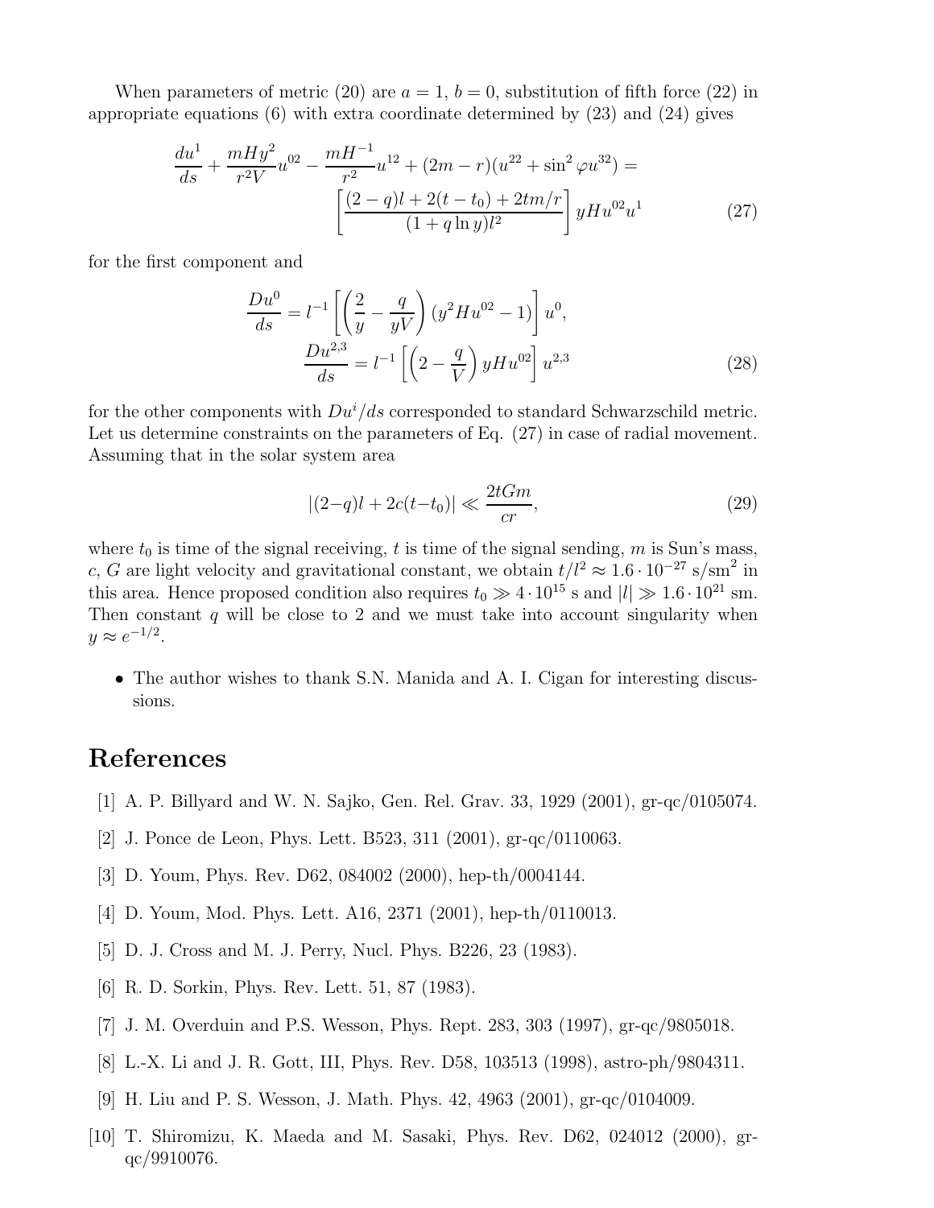When parameters of metric (20) are $a = 1$, $b = 0$, substitution of fifth force (22) in appropriate equations (6) with extra coordinate determined by (23) and (24) gives

$$\frac{du^1}{ds} + \frac{mHy^2}{r^2 V} u^{02} - \frac{mH^{-1}}{r^2} u^{12} + (2m - r)(u^{22} + \sin^2 \varphi u^{32}) = \left[ \frac{(2-q)l + 2(t - t_0) + 2tm/r}{(1 + q \ln y) l^2} \right] y H u^{02} u^1 \tag{27}$$

for the first component and

$$\frac{Du^0}{ds} = l^{-1} \left[ \left( \frac{2}{y} - \frac{q}{yV} \right) (y^2 H u^{02} - 1) \right] u^0,$$
$$\frac{Du^{2,3}}{ds} = l^{-1} \left[ \left( 2 - \frac{q}{V} \right) y H u^{02} \right] u^{2,3} \tag{28}$$

for the other components with $Du^i/ds$ corresponded to standard Schwarzschild metric. Let us determine constraints on the parameters of Eq. (27) in case of radial movement. Assuming that in the solar system area

$$|(2-q)l + 2c(t - t_0)| \ll \frac{2tGm}{cr}, \tag{29}$$

where $t_0$ is time of the signal receiving, $t$ is time of the signal sending, $m$ is Sun's mass, $c$, $G$ are light velocity and gravitational constant, we obtain $t/l^2 \approx 1.6 \cdot 10^{-27}$ s/sm$^2$ in this area. Hence proposed condition also requires $t_0 \gg 4 \cdot 10^{15}$ s and $|l| \gg 1.6 \cdot 10^{21}$ sm. Then constant $q$ will be close to 2 and we must take into account singularity when $y \approx e^{-1/2}$.

- The author wishes to thank S.N. Manida and A. I. Cigan for interesting discussions.

# References

[1] A. P. Billyard and W. N. Sajko, Gen. Rel. Grav. 33, 1929 (2001), gr-qc/0105074.

[2] J. Ponce de Leon, Phys. Lett. B523, 311 (2001), gr-qc/0110063.

[3] D. Youm, Phys. Rev. D62, 084002 (2000), hep-th/0004144.

[4] D. Youm, Mod. Phys. Lett. A16, 2371 (2001), hep-th/0110013.

[5] D. J. Cross and M. J. Perry, Nucl. Phys. B226, 23 (1983).

[6] R. D. Sorkin, Phys. Rev. Lett. 51, 87 (1983).

[7] J. M. Overduin and P.S. Wesson, Phys. Rept. 283, 303 (1997), gr-qc/9805018.

[8] L.-X. Li and J. R. Gott, III, Phys. Rev. D58, 103513 (1998), astro-ph/9804311.

[9] H. Liu and P. S. Wesson, J. Math. Phys. 42, 4963 (2001), gr-qc/0104009.

[10] T. Shiromizu, K. Maeda and M. Sasaki, Phys. Rev. D62, 024012 (2000), gr-qc/9910076.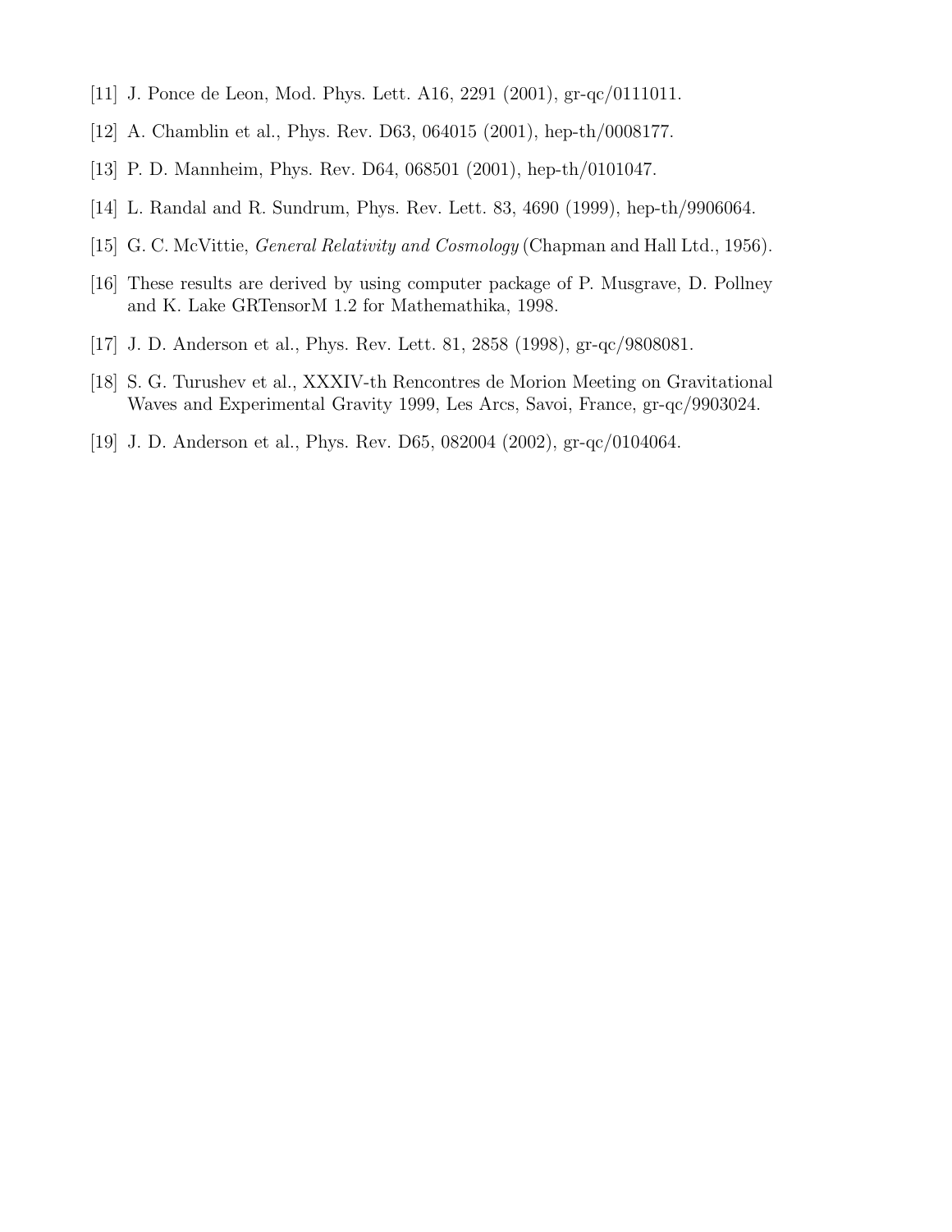[11] J. Ponce de Leon, Mod. Phys. Lett. A16, 2291 (2001), gr-qc/0111011.

[12] A. Chamblin et al., Phys. Rev. D63, 064015 (2001), hep-th/0008177.

[13] P. D. Mannheim, Phys. Rev. D64, 068501 (2001), hep-th/0101047.

[14] L. Randal and R. Sundrum, Phys. Rev. Lett. 83, 4690 (1999), hep-th/9906064.

[15] G. C. McVittie, *General Relativity and Cosmology* (Chapman and Hall Ltd., 1956).

[16] These results are derived by using computer package of P. Musgrave, D. Pollney and K. Lake GRTensorM 1.2 for Mathemathika, 1998.

[17] J. D. Anderson et al., Phys. Rev. Lett. 81, 2858 (1998), gr-qc/9808081.

[18] S. G. Turushev et al., XXXIV-th Rencontres de Morion Meeting on Gravitational Waves and Experimental Gravity 1999, Les Arcs, Savoi, France, gr-qc/9903024.

[19] J. D. Anderson et al., Phys. Rev. D65, 082004 (2002), gr-qc/0104064.